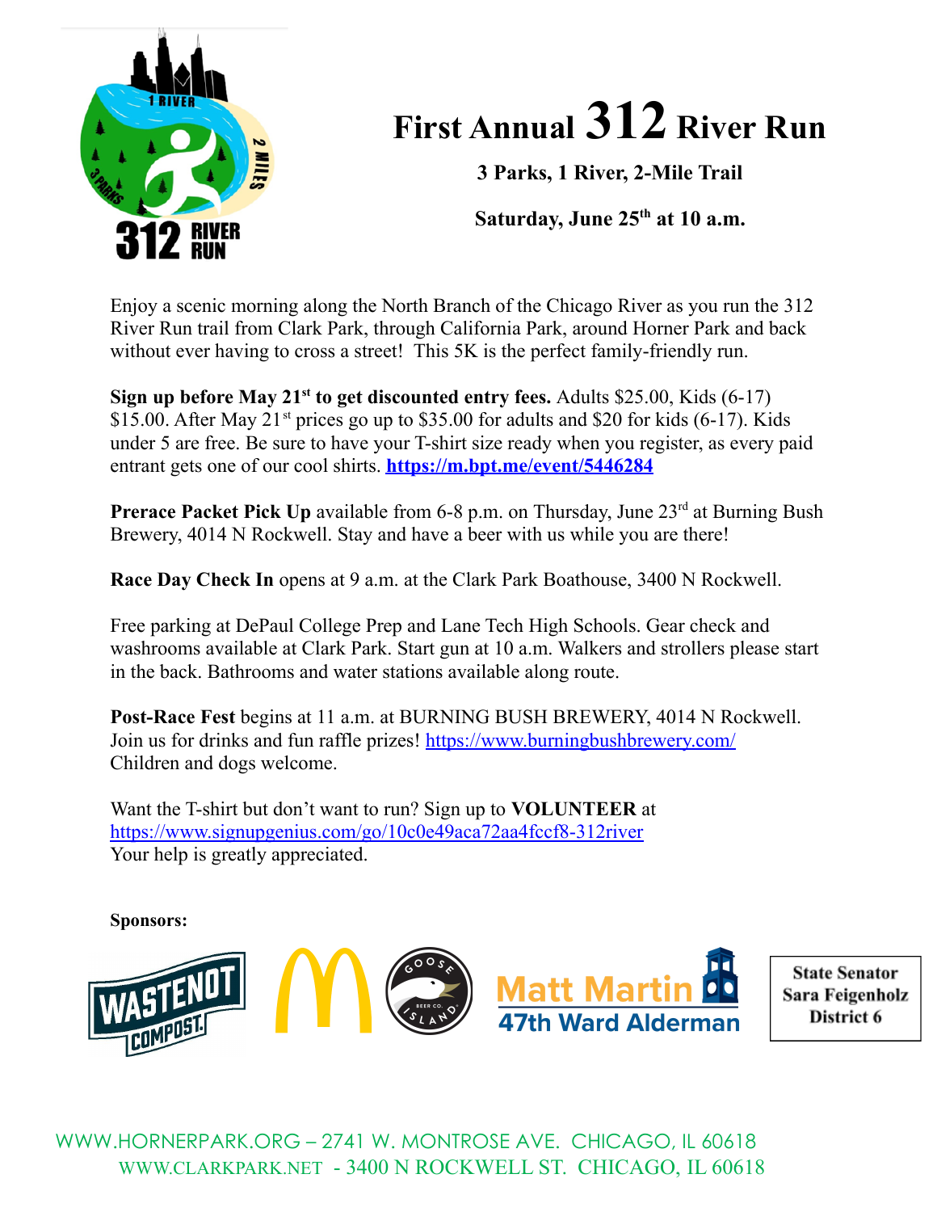# First Annual 312 River Run

**3 Parks, 1 River, 2-Mile Trail**

**Saturday, June 25th at 10 a.m.**

Enjoy a scenic morning along the North Branch of the Chicago River as you run the 312 River Run trail from Clark Park, through California Park, around Horner Park and back without ever having to cross a street! This 5K is the perfect family-friendly run.

**Sign up before May 21st to get discounted entry fees.** Adults $25.00, Kids (6-17) $15.00. After May 21st prices go up to $35.00 for adults and $20 for kids (6-17). Kids under 5 are free. Be sure to have your T-shirt size ready when you register, as every paid entrant gets one of our cool shirts. **https://m.bpt.me/event/5446284**

**Prerace Packet Pick Up** available from 6-8 p.m. on Thursday, June 23rd at Burning Bush Brewery, 4014 N Rockwell. Stay and have a beer with us while you are there!

**Race Day Check In** opens at 9 a.m. at the Clark Park Boathouse, 3400 N Rockwell.

Free parking at DePaul College Prep and Lane Tech High Schools. Gear check and washrooms available at Clark Park. Start gun at 10 a.m. Walkers and strollers please start in the back. Bathrooms and water stations available along route.

**Post-Race Fest** begins at 11 a.m. at BURNING BUSH BREWERY, 4014 N Rockwell. Join us for drinks and fun raffle prizes! https://www.burningbushbrewery.com/
Children and dogs welcome.

Want the T-shirt but don't want to run? Sign up to **VOLUNTEER** at
https://www.signupgenius.com/go/10c0e49aca72aa4fccf8-312river
Your help is greatly appreciated.

**Sponsors:**

WASTENOT COMPOST · McDonald's · Goose Island Beer Co. · Matt Martin 47th Ward Alderman · State Senator Sara Feigenholtz District 6

WWW.HORNERPARK.ORG – 2741 W. MONTROSE AVE. CHICAGO, IL 60618
WWW.CLARKPARK.NET - 3400 N ROCKWELL ST. CHICAGO, IL 60618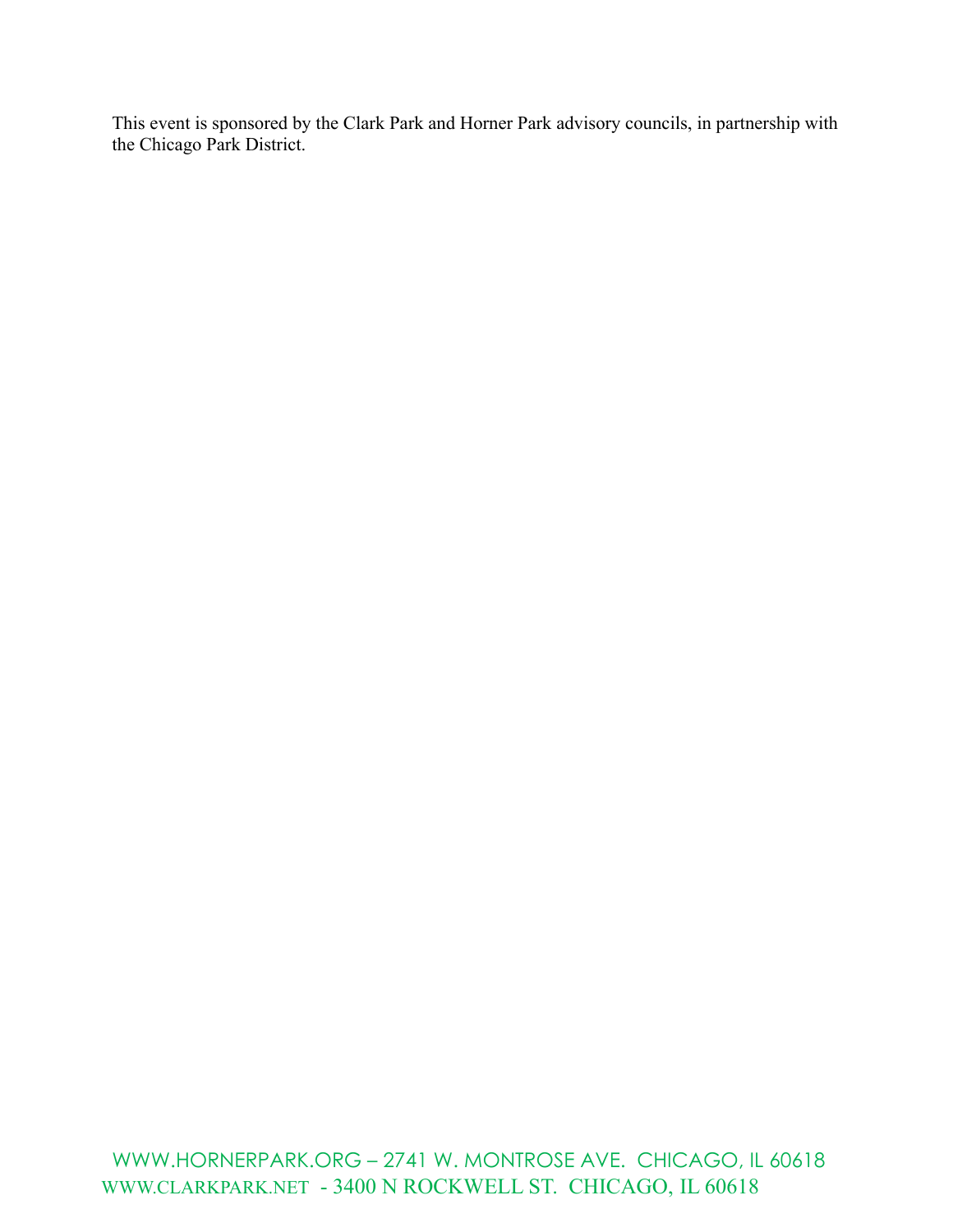This event is sponsored by the Clark Park and Horner Park advisory councils, in partnership with the Chicago Park District.

WWW.HORNERPARK.ORG – 2741 W. MONTROSE AVE. CHICAGO, IL 60618

WWW.CLARKPARK.NET - 3400 N ROCKWELL ST. CHICAGO, IL 60618